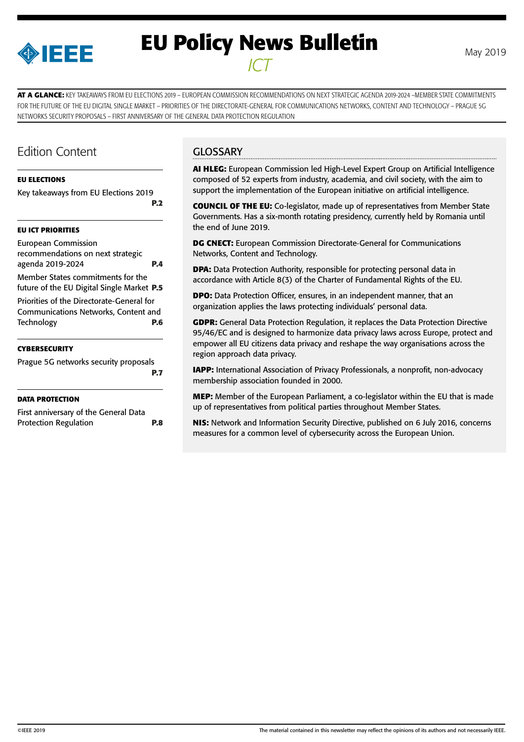# EU Policy News Bulletin

*ICT*

May 2019

**AT A GLANCE:** KEY TAKEAWAYS FROM EU ELECTIONS 2019 – EUROPEAN COMMISSION RECOMMENDATIONS ON NEXT STRATEGIC AGENDA 2019-2024 –MEMBER STATE COMMITMENTS FOR THE FUTURE OF THE EU DIGITAL SINGLE MARKET – PRIORITIES OF THE DIRECTORATE-GENERAL FOR COMMUNICATIONS NETWORKS, CONTENT AND TECHNOLOGY – PRAGUE 5G NETWORKS SECURITY PROPOSALS – FIRST ANNIVERSARY OF THE GENERAL DATA PROTECTION REGULATION

## Edition Content

**EU ELECTIONS**

Key takeaways from EU Elections 2019 **P.2**

**EU ICT PRIORITIES**

European Commission recommendations on next strategic agenda 2019-2024 **P.4**

Member States commitments for the future of the EU Digital Single Market **P.5**

Priorities of the Directorate-General for Communications Networks, Content and Technology **P.6**

**CYBERSECURITY**

Prague 5G networks security proposals **P.7**

**DATA PROTECTION**

First anniversary of the General Data Protection Regulation **P.8**

## GLOSSARY

**AI HLEG:** European Commission led High-Level Expert Group on Artificial Intelligence composed of 52 experts from industry, academia, and civil society, with the aim to support the implementation of the European initiative on artificial intelligence.

**COUNCIL OF THE EU:** Co-legislator, made up of representatives from Member State Governments. Has a six-month rotating presidency, currently held by Romania until the end of June 2019.

**DG CNECT:** European Commission Directorate-General for Communications Networks, Content and Technology.

**DPA:** Data Protection Authority, responsible for protecting personal data in accordance with Article 8(3) of the Charter of Fundamental Rights of the EU.

**DPO:** Data Protection Officer, ensures, in an independent manner, that an organization applies the laws protecting individuals' personal data.

**GDPR:** General Data Protection Regulation, it replaces the Data Protection Directive 95/46/EC and is designed to harmonize data privacy laws across Europe, protect and empower all EU citizens data privacy and reshape the way organisations across the region approach data privacy.

**IAPP:** International Association of Privacy Professionals, a nonprofit, non-advocacy membership association founded in 2000.

**MEP:** Member of the European Parliament, a co-legislator within the EU that is made up of representatives from political parties throughout Member States.

**NIS:** Network and Information Security Directive, published on 6 July 2016, concerns measures for a common level of cybersecurity across the European Union.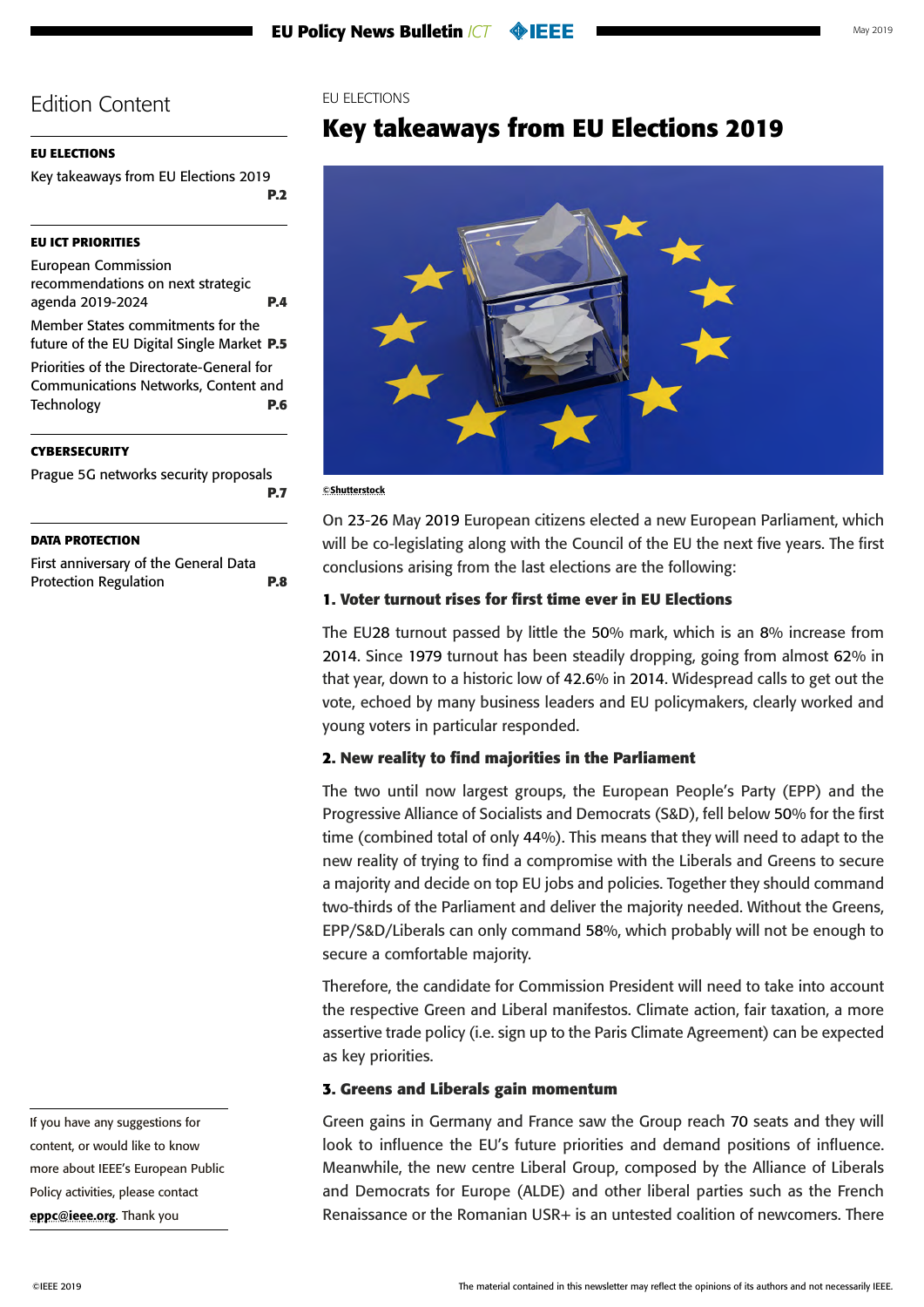## Edition Content

**EU ELECTIONS**

Key takeaways from EU Elections 2019 **P.2**

**EU ICT PRIORITIES**

European Commission recommendations on next strategic agenda 2019-2024 **P.4**

Member States commitments for the future of the EU Digital Single Market **P.5**

Priorities of the Directorate-General for Communications Networks, Content and Technology **P.6**

**CYBERSECURITY**

Prague 5G networks security proposals **P.7**

**DATA PROTECTION**

First anniversary of the General Data Protection Regulation **P.8**

If you have any suggestions for content, or would like to know more about IEEE's European Public Policy activities, please contact **eppc@ieee.org**. Thank you

EU ELECTIONS

# Key takeaways from EU Elections 2019

©Shutterstock

On 23-26 May 2019 European citizens elected a new European Parliament, which will be co-legislating along with the Council of the EU the next five years. The first conclusions arising from the last elections are the following:

### 1. Voter turnout rises for first time ever in EU Elections

The EU28 turnout passed by little the 50% mark, which is an 8% increase from 2014. Since 1979 turnout has been steadily dropping, going from almost 62% in that year, down to a historic low of 42.6% in 2014. Widespread calls to get out the vote, echoed by many business leaders and EU policymakers, clearly worked and young voters in particular responded.

### 2. New reality to find majorities in the Parliament

The two until now largest groups, the European People's Party (EPP) and the Progressive Alliance of Socialists and Democrats (S&D), fell below 50% for the first time (combined total of only 44%). This means that they will need to adapt to the new reality of trying to find a compromise with the Liberals and Greens to secure a majority and decide on top EU jobs and policies. Together they should command two-thirds of the Parliament and deliver the majority needed. Without the Greens, EPP/S&D/Liberals can only command 58%, which probably will not be enough to secure a comfortable majority.

Therefore, the candidate for Commission President will need to take into account the respective Green and Liberal manifestos. Climate action, fair taxation, a more assertive trade policy (i.e. sign up to the Paris Climate Agreement) can be expected as key priorities.

### 3. Greens and Liberals gain momentum

Green gains in Germany and France saw the Group reach 70 seats and they will look to influence the EU's future priorities and demand positions of influence. Meanwhile, the new centre Liberal Group, composed by the Alliance of Liberals and Democrats for Europe (ALDE) and other liberal parties such as the French Renaissance or the Romanian USR+ is an untested coalition of newcomers. There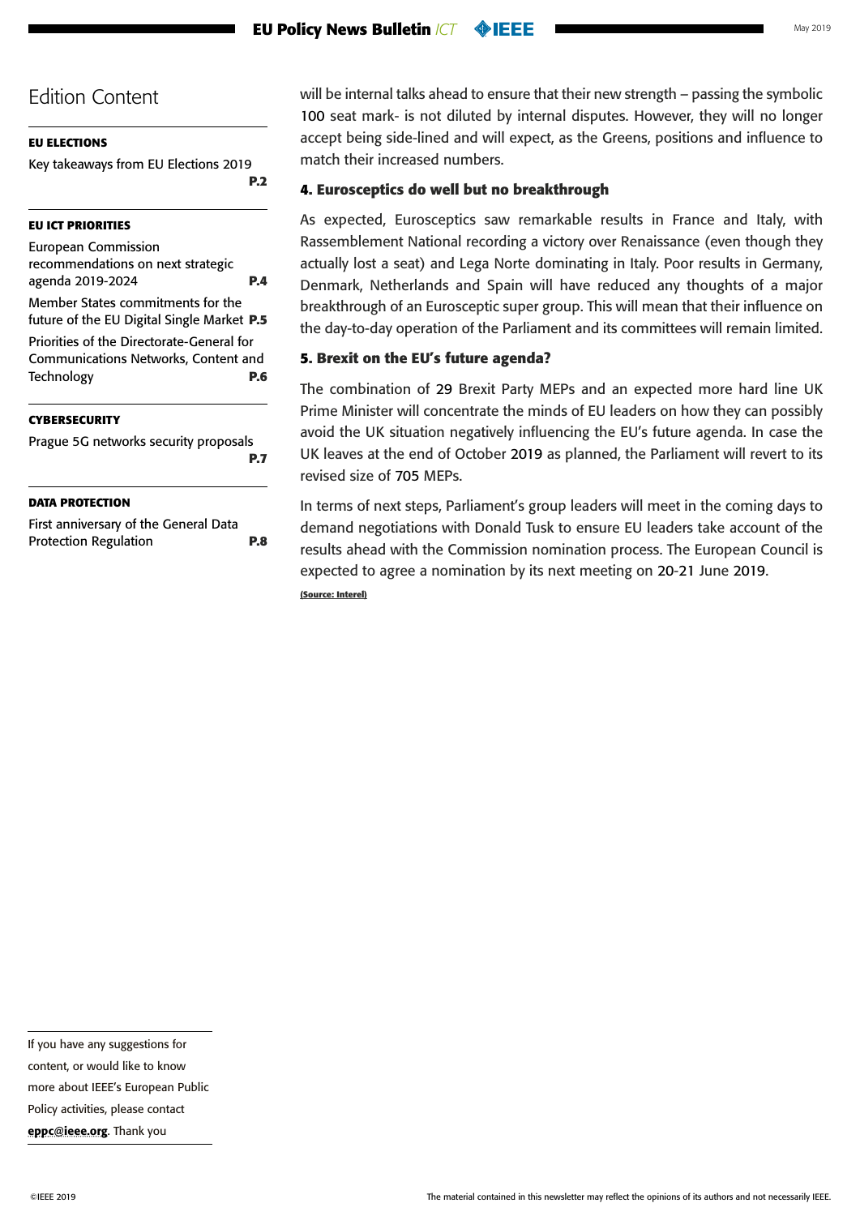## Edition Content

**EU ELECTIONS**

Key takeaways from EU Elections 2019 **P.2**

**EU ICT PRIORITIES**

European Commission recommendations on next strategic agenda 2019-2024 **P.4**

Member States commitments for the future of the EU Digital Single Market **P.5**

Priorities of the Directorate-General for Communications Networks, Content and Technology **P.6**

**CYBERSECURITY**

Prague 5G networks security proposals **P.7**

**DATA PROTECTION**

First anniversary of the General Data Protection Regulation **P.8**

will be internal talks ahead to ensure that their new strength – passing the symbolic 100 seat mark- is not diluted by internal disputes. However, they will no longer accept being side-lined and will expect, as the Greens, positions and influence to match their increased numbers.

### 4. Eurosceptics do well but no breakthrough

As expected, Eurosceptics saw remarkable results in France and Italy, with Rassemblement National recording a victory over Renaissance (even though they actually lost a seat) and Lega Norte dominating in Italy. Poor results in Germany, Denmark, Netherlands and Spain will have reduced any thoughts of a major breakthrough of an Eurosceptic super group. This will mean that their influence on the day-to-day operation of the Parliament and its committees will remain limited.

### 5. Brexit on the EU's future agenda?

The combination of 29 Brexit Party MEPs and an expected more hard line UK Prime Minister will concentrate the minds of EU leaders on how they can possibly avoid the UK situation negatively influencing the EU's future agenda. In case the UK leaves at the end of October 2019 as planned, the Parliament will revert to its revised size of 705 MEPs.

In terms of next steps, Parliament's group leaders will meet in the coming days to demand negotiations with Donald Tusk to ensure EU leaders take account of the results ahead with the Commission nomination process. The European Council is expected to agree a nomination by its next meeting on 20-21 June 2019.

**(Source: Interel)**

If you have any suggestions for content, or would like to know more about IEEE's European Public Policy activities, please contact **eppc@ieee.org**. Thank you

The material contained in this newsletter may reflect the opinions of its authors and not necessarily IEEE.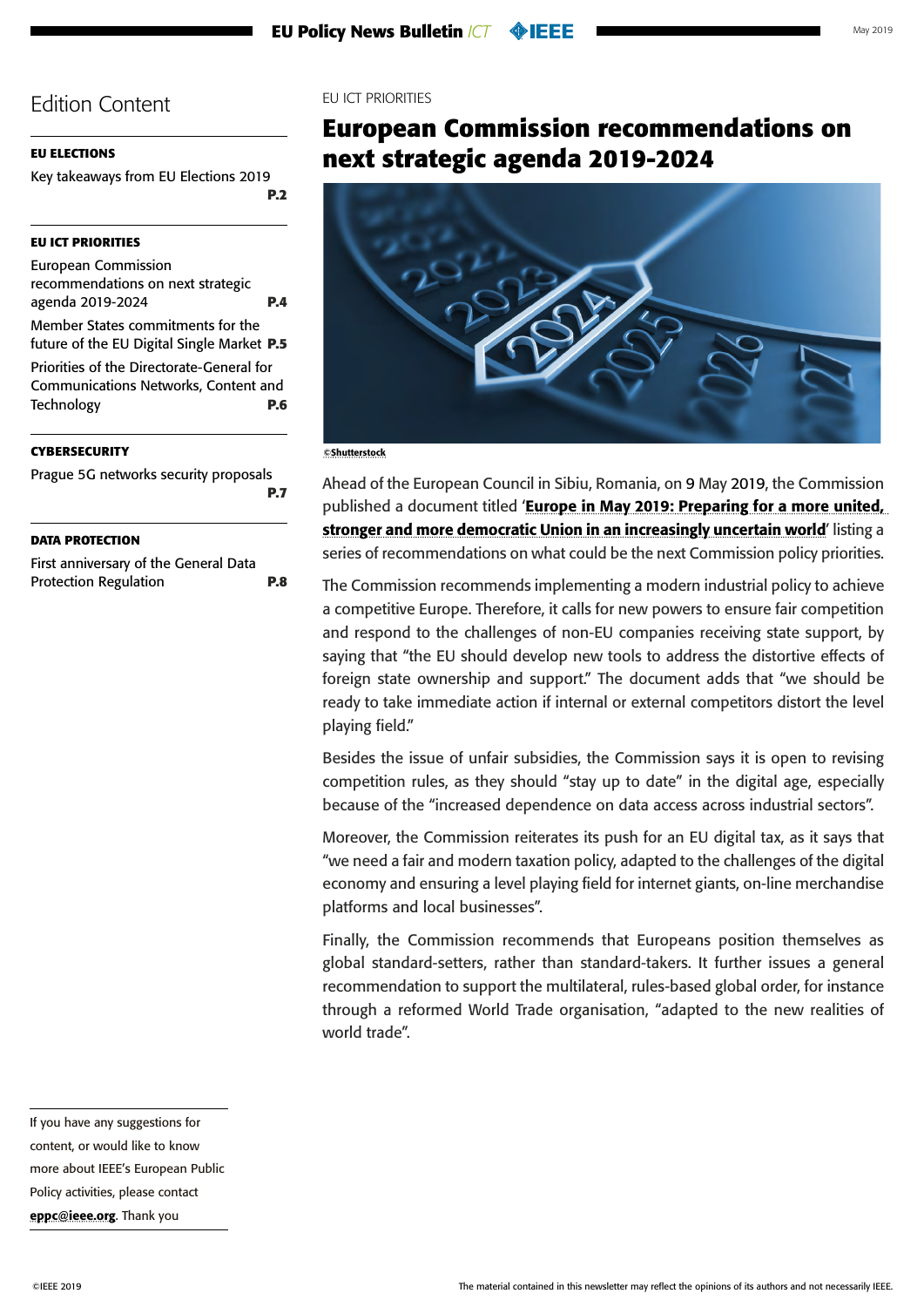# Edition Content

**EU ELECTIONS**

Key takeaways from EU Elections 2019 **P.2**

**EU ICT PRIORITIES**

European Commission recommendations on next strategic agenda 2019-2024 **P.4**

Member States commitments for the future of the EU Digital Single Market **P.5**

Priorities of the Directorate-General for Communications Networks, Content and Technology **P.6**

**CYBERSECURITY**

Prague 5G networks security proposals **P.7**

**DATA PROTECTION**

First anniversary of the General Data Protection Regulation **P.8**

EU ICT PRIORITIES

## European Commission recommendations on next strategic agenda 2019-2024

©Shutterstock

Ahead of the European Council in Sibiu, Romania, on 9 May 2019, the Commission published a document titled '**Europe in May 2019: Preparing for a more united, stronger and more democratic Union in an increasingly uncertain world**' listing a series of recommendations on what could be the next Commission policy priorities.

The Commission recommends implementing a modern industrial policy to achieve a competitive Europe. Therefore, it calls for new powers to ensure fair competition and respond to the challenges of non-EU companies receiving state support, by saying that "the EU should develop new tools to address the distortive effects of foreign state ownership and support." The document adds that "we should be ready to take immediate action if internal or external competitors distort the level playing field."

Besides the issue of unfair subsidies, the Commission says it is open to revising competition rules, as they should "stay up to date" in the digital age, especially because of the "increased dependence on data access across industrial sectors".

Moreover, the Commission reiterates its push for an EU digital tax, as it says that "we need a fair and modern taxation policy, adapted to the challenges of the digital economy and ensuring a level playing field for internet giants, on-line merchandise platforms and local businesses".

Finally, the Commission recommends that Europeans position themselves as global standard-setters, rather than standard-takers. It further issues a general recommendation to support the multilateral, rules-based global order, for instance through a reformed World Trade organisation, "adapted to the new realities of world trade".

If you have any suggestions for content, or would like to know more about IEEE's European Public Policy activities, please contact **eppc@ieee.org**. Thank you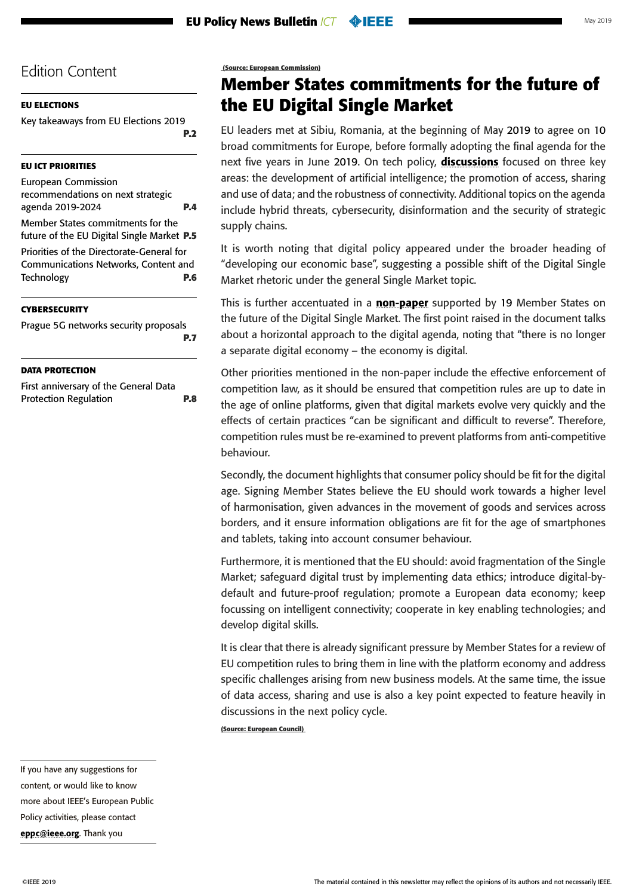## Edition Content

**EU ELECTIONS**

Key takeaways from EU Elections 2019 **P.2**

**EU ICT PRIORITIES**

European Commission recommendations on next strategic agenda 2019-2024 **P.4**

Member States commitments for the future of the EU Digital Single Market **P.5**

Priorities of the Directorate-General for Communications Networks, Content and Technology **P.6**

**CYBERSECURITY**

Prague 5G networks security proposals **P.7**

**DATA PROTECTION**

First anniversary of the General Data Protection Regulation **P.8**

If you have any suggestions for content, or would like to know more about IEEE's European Public Policy activities, please contact **eppc@ieee.org**. Thank you

**(Source: European Commission)**

# Member States commitments for the future of the EU Digital Single Market

EU leaders met at Sibiu, Romania, at the beginning of May 2019 to agree on 10 broad commitments for Europe, before formally adopting the final agenda for the next five years in June 2019. On tech policy, **discussions** focused on three key areas: the development of artificial intelligence; the promotion of access, sharing and use of data; and the robustness of connectivity. Additional topics on the agenda include hybrid threats, cybersecurity, disinformation and the security of strategic supply chains.

It is worth noting that digital policy appeared under the broader heading of "developing our economic base", suggesting a possible shift of the Digital Single Market rhetoric under the general Single Market topic.

This is further accentuated in a **non-paper** supported by 19 Member States on the future of the Digital Single Market. The first point raised in the document talks about a horizontal approach to the digital agenda, noting that "there is no longer a separate digital economy – the economy is digital.

Other priorities mentioned in the non-paper include the effective enforcement of competition law, as it should be ensured that competition rules are up to date in the age of online platforms, given that digital markets evolve very quickly and the effects of certain practices "can be significant and difficult to reverse". Therefore, competition rules must be re-examined to prevent platforms from anti-competitive behaviour.

Secondly, the document highlights that consumer policy should be fit for the digital age. Signing Member States believe the EU should work towards a higher level of harmonisation, given advances in the movement of goods and services across borders, and it ensure information obligations are fit for the age of smartphones and tablets, taking into account consumer behaviour.

Furthermore, it is mentioned that the EU should: avoid fragmentation of the Single Market; safeguard digital trust by implementing data ethics; introduce digital-by-default and future-proof regulation; promote a European data economy; keep focussing on intelligent connectivity; cooperate in key enabling technologies; and develop digital skills.

It is clear that there is already significant pressure by Member States for a review of EU competition rules to bring them in line with the platform economy and address specific challenges arising from new business models. At the same time, the issue of data access, sharing and use is also a key point expected to feature heavily in discussions in the next policy cycle.

**(Source: European Council)**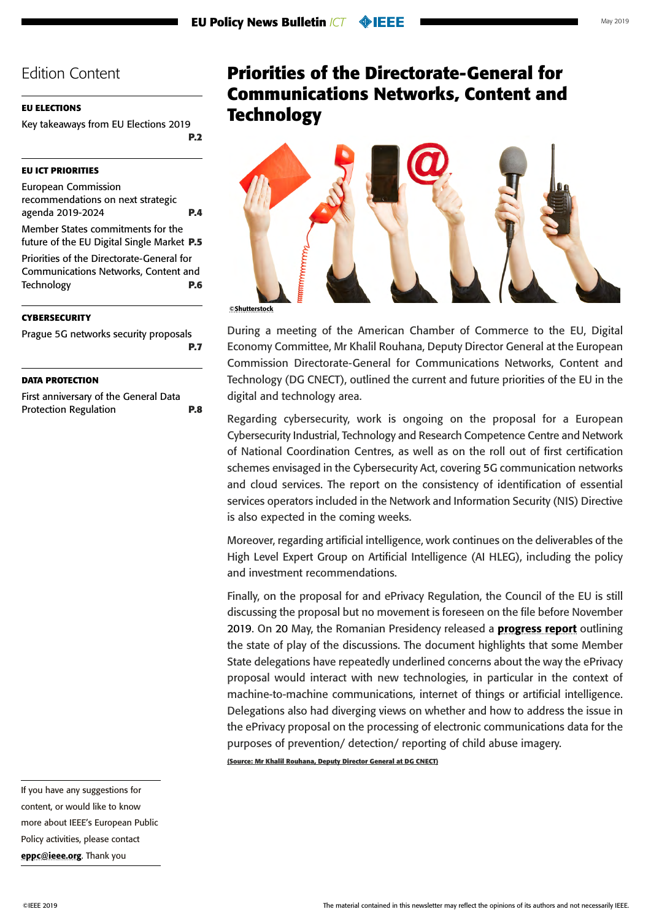## Edition Content

**EU ELECTIONS**

Key takeaways from EU Elections 2019 **P.2**

**EU ICT PRIORITIES**

European Commission recommendations on next strategic agenda 2019-2024 **P.4**

Member States commitments for the future of the EU Digital Single Market **P.5**

Priorities of the Directorate-General for Communications Networks, Content and Technology **P.6**

**CYBERSECURITY**

Prague 5G networks security proposals **P.7**

**DATA PROTECTION**

First anniversary of the General Data Protection Regulation **P.8**

If you have any suggestions for content, or would like to know more about IEEE's European Public Policy activities, please contact **eppc@ieee.org**. Thank you

# Priorities of the Directorate-General for Communications Networks, Content and Technology

©Shutterstock

During a meeting of the American Chamber of Commerce to the EU, Digital Economy Committee, Mr Khalil Rouhana, Deputy Director General at the European Commission Directorate-General for Communications Networks, Content and Technology (DG CNECT), outlined the current and future priorities of the EU in the digital and technology area.

Regarding cybersecurity, work is ongoing on the proposal for a European Cybersecurity Industrial, Technology and Research Competence Centre and Network of National Coordination Centres, as well as on the roll out of first certification schemes envisaged in the Cybersecurity Act, covering 5G communication networks and cloud services. The report on the consistency of identification of essential services operators included in the Network and Information Security (NIS) Directive is also expected in the coming weeks.

Moreover, regarding artificial intelligence, work continues on the deliverables of the High Level Expert Group on Artificial Intelligence (AI HLEG), including the policy and investment recommendations.

Finally, on the proposal for and ePrivacy Regulation, the Council of the EU is still discussing the proposal but no movement is foreseen on the file before November 2019. On 20 May, the Romanian Presidency released a **progress report** outlining the state of play of the discussions. The document highlights that some Member State delegations have repeatedly underlined concerns about the way the ePrivacy proposal would interact with new technologies, in particular in the context of machine-to-machine communications, internet of things or artificial intelligence. Delegations also had diverging views on whether and how to address the issue in the ePrivacy proposal on the processing of electronic communications data for the purposes of prevention/ detection/ reporting of child abuse imagery.

(Source: Mr Khalil Rouhana, Deputy Director General at DG CNECT)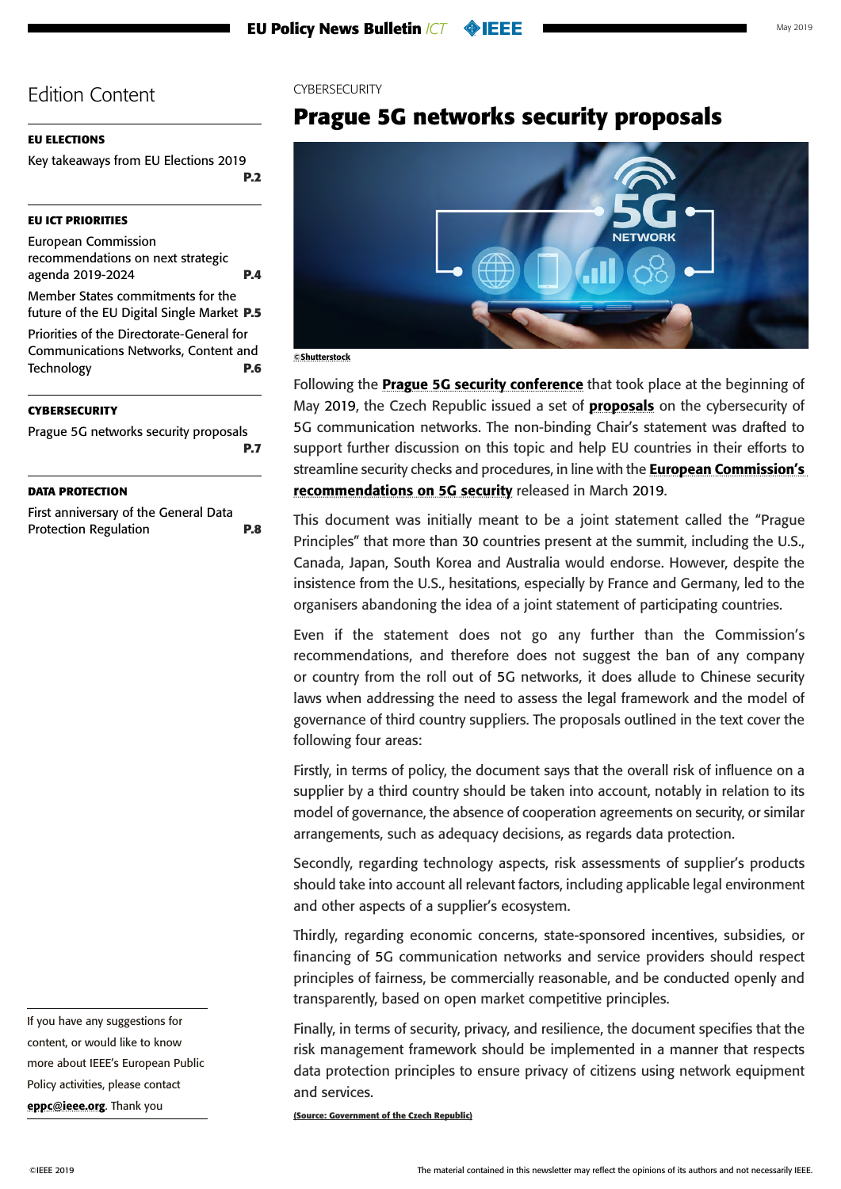## Edition Content

**EU ELECTIONS**

Key takeaways from EU Elections 2019 **P.2**

**EU ICT PRIORITIES**

European Commission recommendations on next strategic agenda 2019-2024 **P.4**

Member States commitments for the future of the EU Digital Single Market **P.5**

Priorities of the Directorate-General for Communications Networks, Content and Technology **P.6**

**CYBERSECURITY**

Prague 5G networks security proposals **P.7**

**DATA PROTECTION**

First anniversary of the General Data Protection Regulation **P.8**

If you have any suggestions for content, or would like to know more about IEEE's European Public Policy activities, please contact **eppc@ieee.org**. Thank you

CYBERSECURITY

# Prague 5G networks security proposals

©Shutterstock

Following the **Prague 5G security conference** that took place at the beginning of May 2019, the Czech Republic issued a set of **proposals** on the cybersecurity of 5G communication networks. The non-binding Chair's statement was drafted to support further discussion on this topic and help EU countries in their efforts to streamline security checks and procedures, in line with the **European Commission's recommendations on 5G security** released in March 2019.

This document was initially meant to be a joint statement called the "Prague Principles" that more than 30 countries present at the summit, including the U.S., Canada, Japan, South Korea and Australia would endorse. However, despite the insistence from the U.S., hesitations, especially by France and Germany, led to the organisers abandoning the idea of a joint statement of participating countries.

Even if the statement does not go any further than the Commission's recommendations, and therefore does not suggest the ban of any company or country from the roll out of 5G networks, it does allude to Chinese security laws when addressing the need to assess the legal framework and the model of governance of third country suppliers. The proposals outlined in the text cover the following four areas:

Firstly, in terms of policy, the document says that the overall risk of influence on a supplier by a third country should be taken into account, notably in relation to its model of governance, the absence of cooperation agreements on security, or similar arrangements, such as adequacy decisions, as regards data protection.

Secondly, regarding technology aspects, risk assessments of supplier's products should take into account all relevant factors, including applicable legal environment and other aspects of a supplier's ecosystem.

Thirdly, regarding economic concerns, state-sponsored incentives, subsidies, or financing of 5G communication networks and service providers should respect principles of fairness, be commercially reasonable, and be conducted openly and transparently, based on open market competitive principles.

Finally, in terms of security, privacy, and resilience, the document specifies that the risk management framework should be implemented in a manner that respects data protection principles to ensure privacy of citizens using network equipment and services.

**(Source: Government of the Czech Republic)**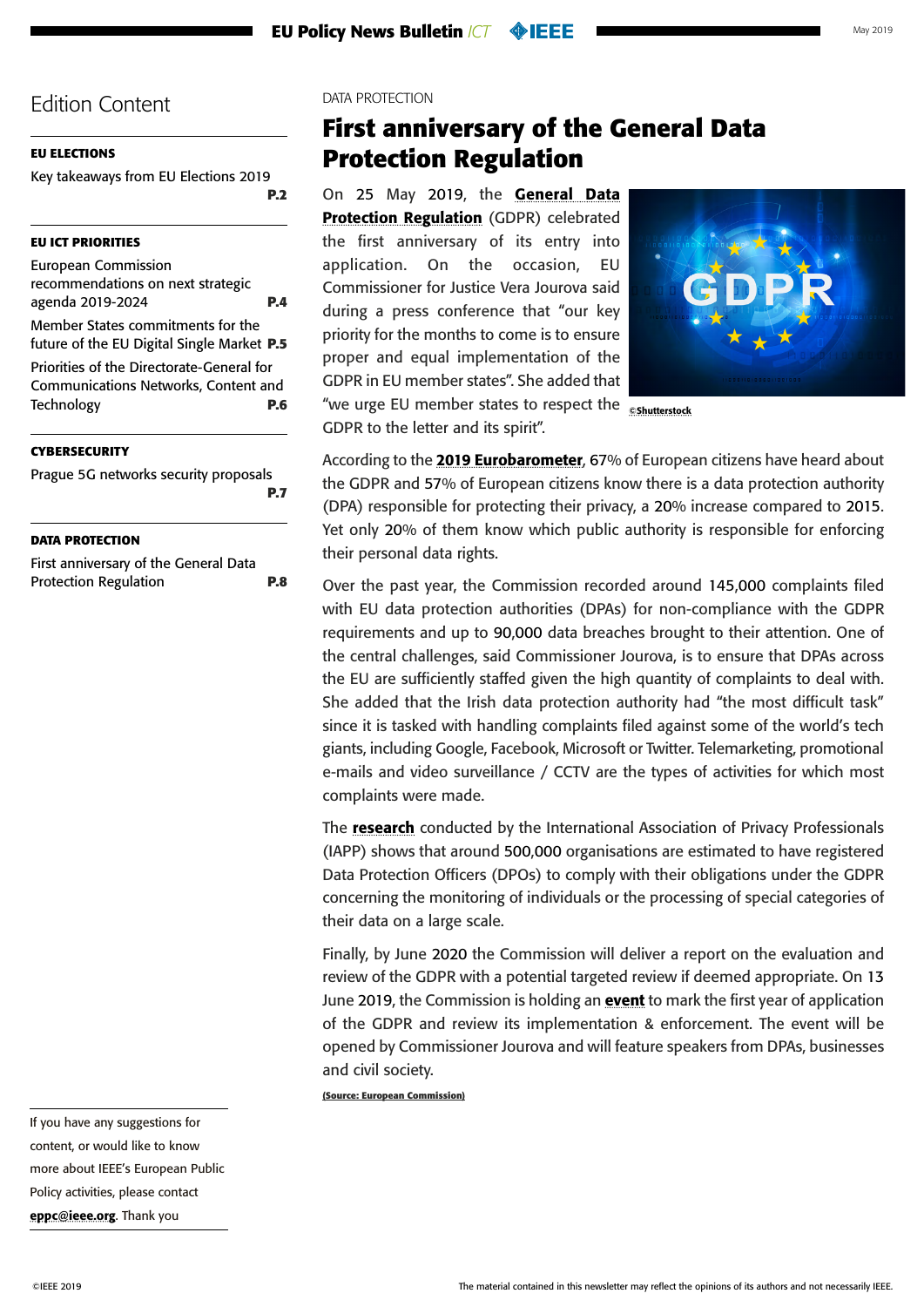## Edition Content

**EU ELECTIONS**

Key takeaways from EU Elections 2019 **P.2**

**EU ICT PRIORITIES**

European Commission recommendations on next strategic agenda 2019-2024 **P.4**

Member States commitments for the future of the EU Digital Single Market **P.5**

Priorities of the Directorate-General for Communications Networks, Content and Technology **P.6**

**CYBERSECURITY**

Prague 5G networks security proposals **P.7**

**DATA PROTECTION**

First anniversary of the General Data Protection Regulation **P.8**

If you have any suggestions for content, or would like to know more about IEEE's European Public Policy activities, please contact **eppc@ieee.org**. Thank you

DATA PROTECTION

# First anniversary of the General Data Protection Regulation

On 25 May 2019, the **General Data Protection Regulation** (GDPR) celebrated the first anniversary of its entry into application. On the occasion, EU Commissioner for Justice Vera Jourova said during a press conference that "our key priority for the months to come is to ensure proper and equal implementation of the GDPR in EU member states". She added that "we urge EU member states to respect the GDPR to the letter and its spirit".

©Shutterstock

According to the **2019 Eurobarometer**, 67% of European citizens have heard about the GDPR and 57% of European citizens know there is a data protection authority (DPA) responsible for protecting their privacy, a 20% increase compared to 2015. Yet only 20% of them know which public authority is responsible for enforcing their personal data rights.

Over the past year, the Commission recorded around 145,000 complaints filed with EU data protection authorities (DPAs) for non-compliance with the GDPR requirements and up to 90,000 data breaches brought to their attention. One of the central challenges, said Commissioner Jourova, is to ensure that DPAs across the EU are sufficiently staffed given the high quantity of complaints to deal with. She added that the Irish data protection authority had "the most difficult task" since it is tasked with handling complaints filed against some of the world's tech giants, including Google, Facebook, Microsoft or Twitter. Telemarketing, promotional e-mails and video surveillance / CCTV are the types of activities for which most complaints were made.

The **research** conducted by the International Association of Privacy Professionals (IAPP) shows that around 500,000 organisations are estimated to have registered Data Protection Officers (DPOs) to comply with their obligations under the GDPR concerning the monitoring of individuals or the processing of special categories of their data on a large scale.

Finally, by June 2020 the Commission will deliver a report on the evaluation and review of the GDPR with a potential targeted review if deemed appropriate. On 13 June 2019, the Commission is holding an **event** to mark the first year of application of the GDPR and review its implementation & enforcement. The event will be opened by Commissioner Jourova and will feature speakers from DPAs, businesses and civil society.

**(Source: European Commission)**

©IEEE 2019

The material contained in this newsletter may reflect the opinions of its authors and not necessarily IEEE.